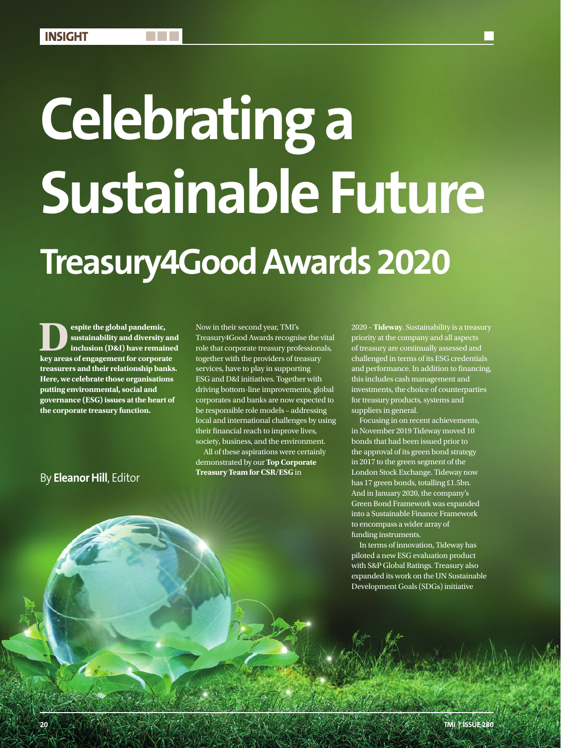# Celebrating a Sustainable Future

## Treasury4Good Awards 2020

**Despite the global pandemic, sustainability and diversity and inclusion (D&I) have remained key areas of engagement for corporate treasurers and their relationship banks. Here, we celebrate those organisations putting environmental, social and governance (ESG) issues at the heart of the corporate treasury function.**

By **Eleanor Hill**, Editor

Now in their second year, TMI's Treasury4Good Awards recognise the vital role that corporate treasury professionals, together with the providers of treasury services, have to play in supporting ESG and D&I initiatives. Together with driving bottom-line improvements, global corporates and banks are now expected to be responsible role models – addressing local and international challenges by using their financial reach to improve lives, society, business, and the environment.

All of these aspirations were certainly demonstrated by our **Top Corporate Treasury Team for CSR/ESG** in 2020 – **Tideway**. Sustainability is a treasury priority at the company and all aspects of treasury are continually assessed and challenged in terms of its ESG credentials and performance. In addition to financing, this includes cash management and investments, the choice of counterparties for treasury products, systems and suppliers in general.

Focusing in on recent achievements, in November 2019 Tideway moved 10 bonds that had been issued prior to the approval of its green bond strategy in 2017 to the green segment of the London Stock Exchange. Tideway now has 17 green bonds, totalling £1.5bn. And in January 2020, the company's Green Bond Framework was expanded into a Sustainable Finance Framework to encompass a wider array of funding instruments.

In terms of innovation, Tideway has piloted a new ESG evaluation product with S&P Global Ratings. Treasury also expanded its work on the UN Sustainable Development Goals (SDGs) initiative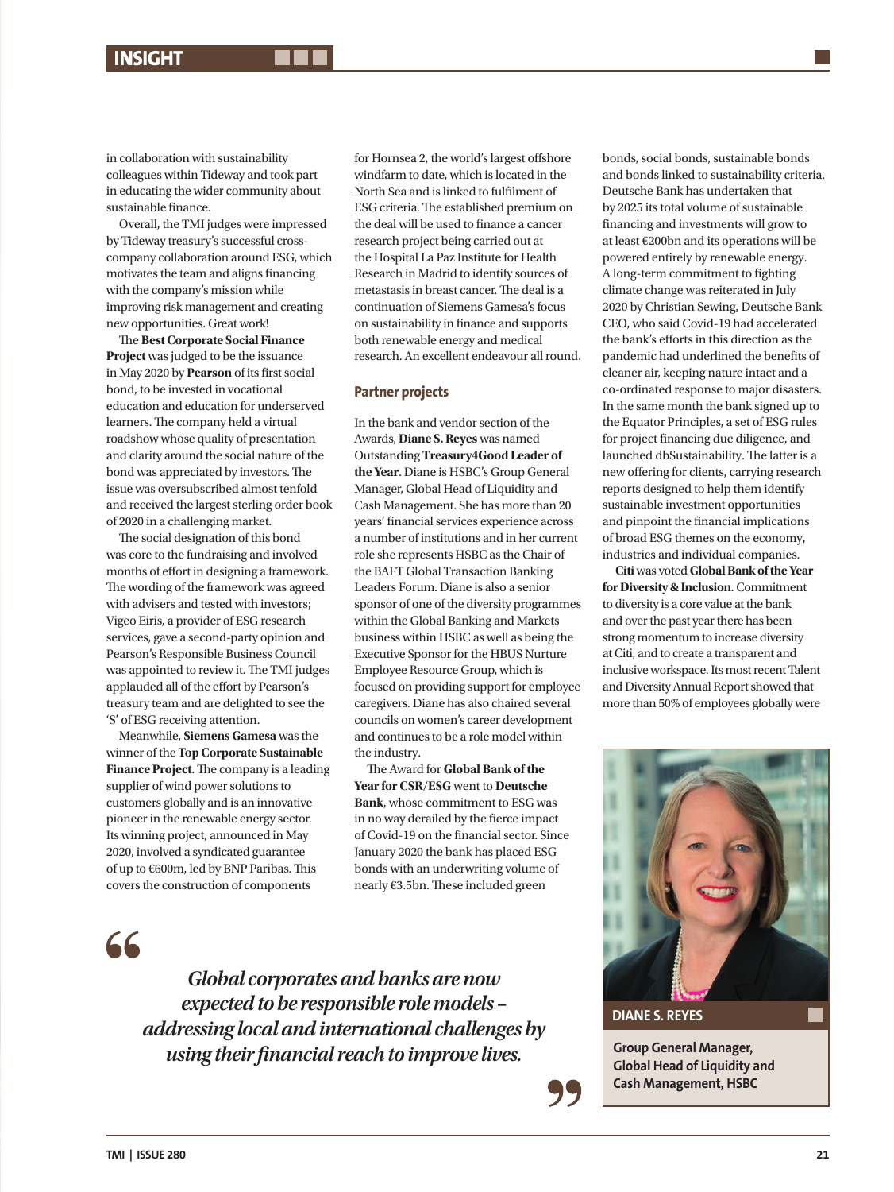in collaboration with sustainability colleagues within Tideway and took part in educating the wider community about sustainable finance.

Overall, the TMI judges were impressed by Tideway treasury's successful cross-company collaboration around ESG, which motivates the team and aligns financing with the company's mission while improving risk management and creating new opportunities. Great work!

The **Best Corporate Social Finance Project** was judged to be the issuance in May 2020 by **Pearson** of its first social bond, to be invested in vocational education and education for underserved learners. The company held a virtual roadshow whose quality of presentation and clarity around the social nature of the bond was appreciated by investors. The issue was oversubscribed almost tenfold and received the largest sterling order book of 2020 in a challenging market.

The social designation of this bond was core to the fundraising and involved months of effort in designing a framework. The wording of the framework was agreed with advisers and tested with investors; Vigeo Eiris, a provider of ESG research services, gave a second-party opinion and Pearson's Responsible Business Council was appointed to review it. The TMI judges applauded all of the effort by Pearson's treasury team and are delighted to see the 'S' of ESG receiving attention.

Meanwhile, **Siemens Gamesa** was the winner of the **Top Corporate Sustainable Finance Project**. The company is a leading supplier of wind power solutions to customers globally and is an innovative pioneer in the renewable energy sector. Its winning project, announced in May 2020, involved a syndicated guarantee of up to €600m, led by BNP Paribas. This covers the construction of components for Hornsea 2, the world's largest offshore windfarm to date, which is located in the North Sea and is linked to fulfilment of ESG criteria. The established premium on the deal will be used to finance a cancer research project being carried out at the Hospital La Paz Institute for Health Research in Madrid to identify sources of metastasis in breast cancer. The deal is a continuation of Siemens Gamesa's focus on sustainability in finance and supports both renewable energy and medical research. An excellent endeavour all round.

## Partner projects

In the bank and vendor section of the Awards, **Diane S. Reyes** was named Outstanding **Treasury4Good Leader of the Year**. Diane is HSBC's Group General Manager, Global Head of Liquidity and Cash Management. She has more than 20 years' financial services experience across a number of institutions and in her current role she represents HSBC as the Chair of the BAFT Global Transaction Banking Leaders Forum. Diane is also a senior sponsor of one of the diversity programmes within the Global Banking and Markets business within HSBC as well as being the Executive Sponsor for the HBUS Nurture Employee Resource Group, which is focused on providing support for employee caregivers. Diane has also chaired several councils on women's career development and continues to be a role model within the industry.

The Award for **Global Bank of the Year for CSR/ESG** went to **Deutsche Bank**, whose commitment to ESG was in no way derailed by the fierce impact of Covid-19 on the financial sector. Since January 2020 the bank has placed ESG bonds with an underwriting volume of nearly €3.5bn. These included green bonds, social bonds, sustainable bonds and bonds linked to sustainability criteria. Deutsche Bank has undertaken that by 2025 its total volume of sustainable financing and investments will grow to at least €200bn and its operations will be powered entirely by renewable energy. A long-term commitment to fighting climate change was reiterated in July 2020 by Christian Sewing, Deutsche Bank CEO, who said Covid-19 had accelerated the bank's efforts in this direction as the pandemic had underlined the benefits of cleaner air, keeping nature intact and a co-ordinated response to major disasters. In the same month the bank signed up to the Equator Principles, a set of ESG rules for project financing due diligence, and launched dbSustainability. The latter is a new offering for clients, carrying research reports designed to help them identify sustainable investment opportunities and pinpoint the financial implications of broad ESG themes on the economy, industries and individual companies.

**Citi** was voted **Global Bank of the Year for Diversity & Inclusion**. Commitment to diversity is a core value at the bank and over the past year there has been strong momentum to increase diversity at Citi, and to create a transparent and inclusive workspace. Its most recent Talent and Diversity Annual Report showed that more than 50% of employees globally were

> *Global corporates and banks are now expected to be responsible role models – addressing local and international challenges by using their financial reach to improve lives.*

**DIANE S. REYES**

**Group General Manager, Global Head of Liquidity and Cash Management, HSBC**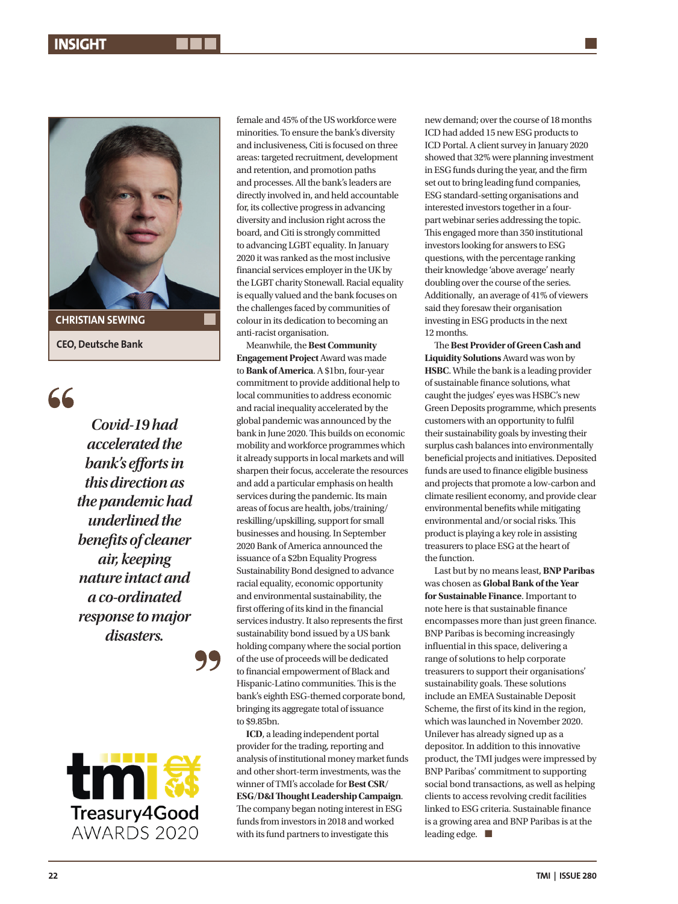**CHRISTIAN SEWING**

**CEO, Deutsche Bank**

> *Covid-19 had accelerated the bank's efforts in this direction as the pandemic had underlined the benefits of cleaner air, keeping nature intact and a co-ordinated response to major disasters.*

female and 45% of the US workforce were minorities. To ensure the bank's diversity and inclusiveness, Citi is focused on three areas: targeted recruitment, development and retention, and promotion paths and processes. All the bank's leaders are directly involved in, and held accountable for, its collective progress in advancing diversity and inclusion right across the board, and Citi is strongly committed to advancing LGBT equality. In January 2020 it was ranked as the most inclusive financial services employer in the UK by the LGBT charity Stonewall. Racial equality is equally valued and the bank focuses on the challenges faced by communities of colour in its dedication to becoming an anti-racist organisation.

Meanwhile, the **Best Community Engagement Project** Award was made to **Bank of America**. A $1bn, four-year commitment to provide additional help to local communities to address economic and racial inequality accelerated by the global pandemic was announced by the bank in June 2020. This builds on economic mobility and workforce programmes which it already supports in local markets and will sharpen their focus, accelerate the resources and add a particular emphasis on health services during the pandemic. Its main areas of focus are health, jobs/training/reskilling/upskilling, support for small businesses and housing. In September 2020 Bank of America announced the issuance of a $2bn Equality Progress Sustainability Bond designed to advance racial equality, economic opportunity and environmental sustainability, the first offering of its kind in the financial services industry. It also represents the first sustainability bond issued by a US bank holding company where the social portion of the use of proceeds will be dedicated to financial empowerment of Black and Hispanic-Latino communities. This is the bank's eighth ESG-themed corporate bond, bringing its aggregate total of issuance to $9.85bn.

**ICD**, a leading independent portal provider for the trading, reporting and analysis of institutional money market funds and other short-term investments, was the winner of TMI's accolade for **Best CSR/ESG/D&I Thought Leadership Campaign**. The company began noting interest in ESG funds from investors in 2018 and worked with its fund partners to investigate this new demand; over the course of 18 months ICD had added 15 new ESG products to ICD Portal. A client survey in January 2020 showed that 32% were planning investment in ESG funds during the year, and the firm set out to bring leading fund companies, ESG standard-setting organisations and interested investors together in a four-part webinar series addressing the topic. This engaged more than 350 institutional investors looking for answers to ESG questions, with the percentage ranking their knowledge 'above average' nearly doubling over the course of the series. Additionally, an average of 41% of viewers said they foresaw their organisation investing in ESG products in the next 12 months.

The **Best Provider of Green Cash and Liquidity Solutions** Award was won by **HSBC**. While the bank is a leading provider of sustainable finance solutions, what caught the judges' eyes was HSBC's new Green Deposits programme, which presents customers with an opportunity to fulfil their sustainability goals by investing their surplus cash balances into environmentally beneficial projects and initiatives. Deposited funds are used to finance eligible business and projects that promote a low-carbon and climate resilient economy, and provide clear environmental benefits while mitigating environmental and/or social risks. This product is playing a key role in assisting treasurers to place ESG at the heart of the function.

Last but by no means least, **BNP Paribas** was chosen as **Global Bank of the Year for Sustainable Finance**. Important to note here is that sustainable finance encompasses more than just green finance. BNP Paribas is becoming increasingly influential in this space, delivering a range of solutions to help corporate treasurers to support their organisations' sustainability goals. These solutions include an EMEA Sustainable Deposit Scheme, the first of its kind in the region, which was launched in November 2020. Unilever has already signed up as a depositor. In addition to this innovative product, the TMI judges were impressed by BNP Paribas' commitment to supporting social bond transactions, as well as helping clients to access revolving credit facilities linked to ESG criteria. Sustainable finance is a growing area and BNP Paribas is at the leading edge. ■

tmi Treasury4Good AWARDS 2020